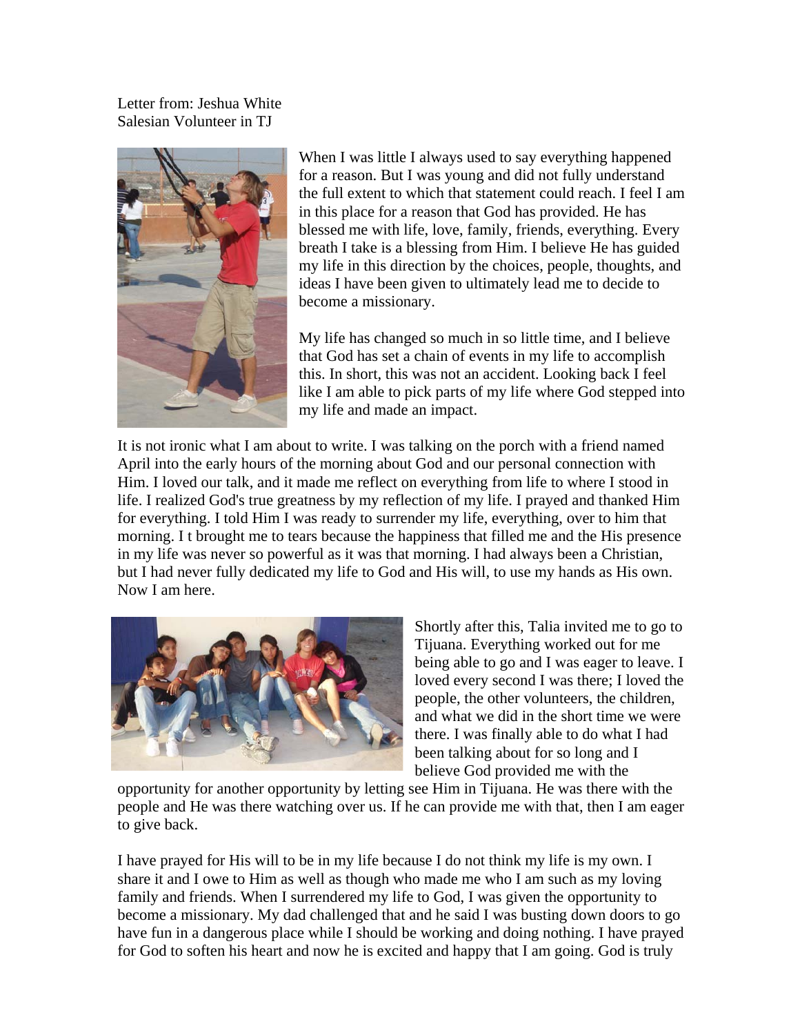Letter from: Jeshua White
Salesian Volunteer in TJ

When I was little I always used to say everything happened for a reason. But I was young and did not fully understand the full extent to which that statement could reach. I feel I am in this place for a reason that God has provided. He has blessed me with life, love, family, friends, everything. Every breath I take is a blessing from Him. I believe He has guided my life in this direction by the choices, people, thoughts, and ideas I have been given to ultimately lead me to decide to become a missionary.

My life has changed so much in so little time, and I believe that God has set a chain of events in my life to accomplish this. In short, this was not an accident. Looking back I feel like I am able to pick parts of my life where God stepped into my life and made an impact.

It is not ironic what I am about to write. I was talking on the porch with a friend named April into the early hours of the morning about God and our personal connection with Him. I loved our talk, and it made me reflect on everything from life to where I stood in life. I realized God's true greatness by my reflection of my life. I prayed and thanked Him for everything. I told Him I was ready to surrender my life, everything, over to him that morning. I t brought me to tears because the happiness that filled me and the His presence in my life was never so powerful as it was that morning. I had always been a Christian, but I had never fully dedicated my life to God and His will, to use my hands as His own. Now I am here.

Shortly after this, Talia invited me to go to Tijuana. Everything worked out for me being able to go and I was eager to leave. I loved every second I was there; I loved the people, the other volunteers, the children, and what we did in the short time we were there. I was finally able to do what I had been talking about for so long and I believe God provided me with the opportunity for another opportunity by letting see Him in Tijuana. He was there with the people and He was there watching over us. If he can provide me with that, then I am eager to give back.

I have prayed for His will to be in my life because I do not think my life is my own. I share it and I owe to Him as well as though who made me who I am such as my loving family and friends. When I surrendered my life to God, I was given the opportunity to become a missionary. My dad challenged that and he said I was busting down doors to go have fun in a dangerous place while I should be working and doing nothing. I have prayed for God to soften his heart and now he is excited and happy that I am going. God is truly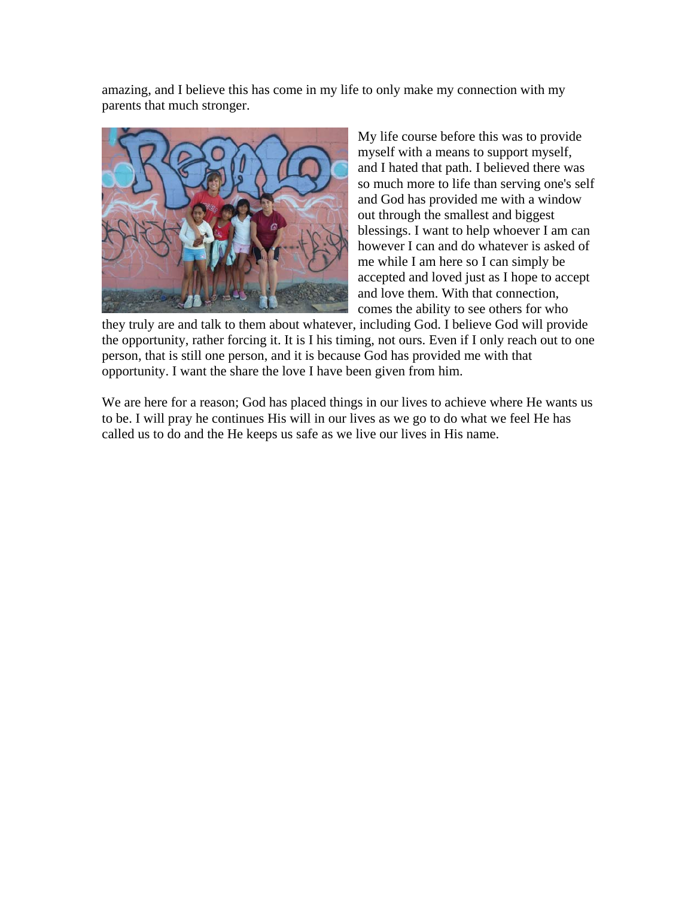amazing, and I believe this has come in my life to only make my connection with my parents that much stronger.

My life course before this was to provide myself with a means to support myself, and I hated that path. I believed there was so much more to life than serving one's self and God has provided me with a window out through the smallest and biggest blessings. I want to help whoever I am can however I can and do whatever is asked of me while I am here so I can simply be accepted and loved just as I hope to accept and love them. With that connection, comes the ability to see others for who they truly are and talk to them about whatever, including God. I believe God will provide the opportunity, rather forcing it. It is I his timing, not ours. Even if I only reach out to one person, that is still one person, and it is because God has provided me with that opportunity. I want the share the love I have been given from him.

We are here for a reason; God has placed things in our lives to achieve where He wants us to be. I will pray he continues His will in our lives as we go to do what we feel He has called us to do and the He keeps us safe as we live our lives in His name.